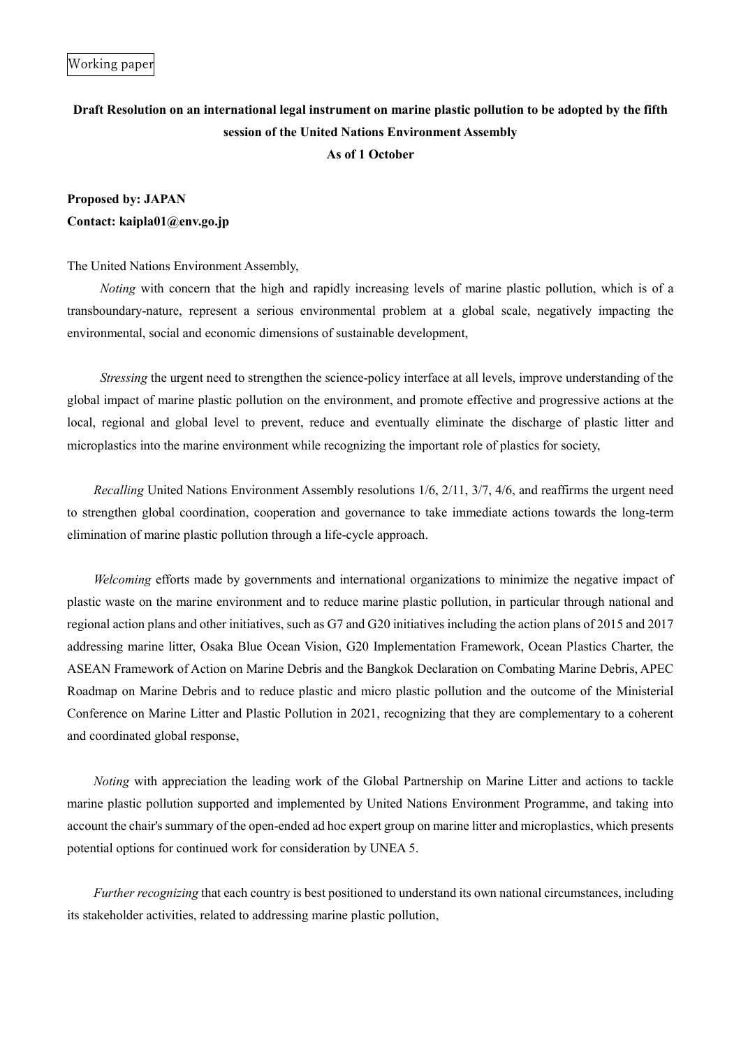Working paper

**Draft Resolution on an international legal instrument on marine plastic pollution to be adopted by the fifth session of the United Nations Environment Assembly**
**As of 1 October**

**Proposed by: JAPAN**
**Contact: kaipla01@env.go.jp**

The United Nations Environment Assembly,

*Noting* with concern that the high and rapidly increasing levels of marine plastic pollution, which is of a transboundary-nature, represent a serious environmental problem at a global scale, negatively impacting the environmental, social and economic dimensions of sustainable development,

*Stressing* the urgent need to strengthen the science-policy interface at all levels, improve understanding of the global impact of marine plastic pollution on the environment, and promote effective and progressive actions at the local, regional and global level to prevent, reduce and eventually eliminate the discharge of plastic litter and microplastics into the marine environment while recognizing the important role of plastics for society,

*Recalling* United Nations Environment Assembly resolutions 1/6, 2/11, 3/7, 4/6, and reaffirms the urgent need to strengthen global coordination, cooperation and governance to take immediate actions towards the long-term elimination of marine plastic pollution through a life-cycle approach.

*Welcoming* efforts made by governments and international organizations to minimize the negative impact of plastic waste on the marine environment and to reduce marine plastic pollution, in particular through national and regional action plans and other initiatives, such as G7 and G20 initiatives including the action plans of 2015 and 2017 addressing marine litter, Osaka Blue Ocean Vision, G20 Implementation Framework, Ocean Plastics Charter, the ASEAN Framework of Action on Marine Debris and the Bangkok Declaration on Combating Marine Debris, APEC Roadmap on Marine Debris and to reduce plastic and micro plastic pollution and the outcome of the Ministerial Conference on Marine Litter and Plastic Pollution in 2021, recognizing that they are complementary to a coherent and coordinated global response,

*Noting* with appreciation the leading work of the Global Partnership on Marine Litter and actions to tackle marine plastic pollution supported and implemented by United Nations Environment Programme, and taking into account the chair's summary of the open-ended ad hoc expert group on marine litter and microplastics, which presents potential options for continued work for consideration by UNEA 5.

*Further recognizing* that each country is best positioned to understand its own national circumstances, including its stakeholder activities, related to addressing marine plastic pollution,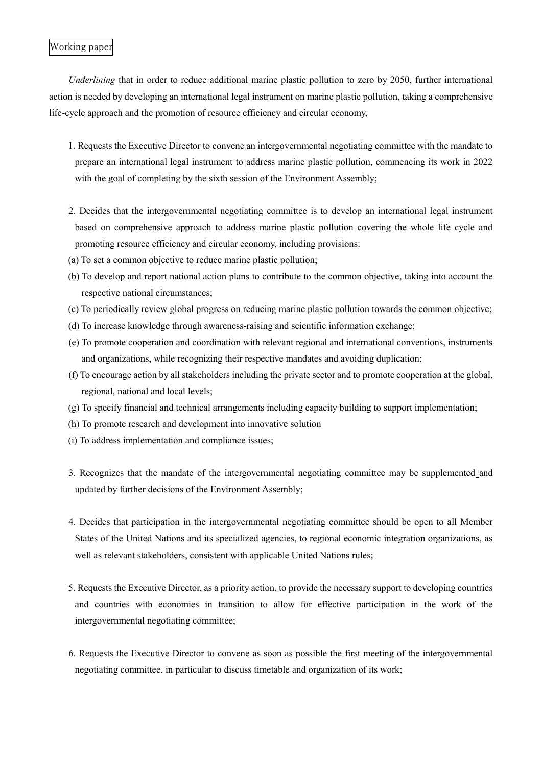Working paper

*Underlining* that in order to reduce additional marine plastic pollution to zero by 2050, further international action is needed by developing an international legal instrument on marine plastic pollution, taking a comprehensive life-cycle approach and the promotion of resource efficiency and circular economy,

1. Requests the Executive Director to convene an intergovernmental negotiating committee with the mandate to prepare an international legal instrument to address marine plastic pollution, commencing its work in 2022 with the goal of completing by the sixth session of the Environment Assembly;

2. Decides that the intergovernmental negotiating committee is to develop an international legal instrument based on comprehensive approach to address marine plastic pollution covering the whole life cycle and promoting resource efficiency and circular economy, including provisions:

(a) To set a common objective to reduce marine plastic pollution;

(b) To develop and report national action plans to contribute to the common objective, taking into account the respective national circumstances;

(c) To periodically review global progress on reducing marine plastic pollution towards the common objective;

(d) To increase knowledge through awareness-raising and scientific information exchange;

(e) To promote cooperation and coordination with relevant regional and international conventions, instruments and organizations, while recognizing their respective mandates and avoiding duplication;

(f) To encourage action by all stakeholders including the private sector and to promote cooperation at the global, regional, national and local levels;

(g) To specify financial and technical arrangements including capacity building to support implementation;

(h) To promote research and development into innovative solution

(i) To address implementation and compliance issues;

3. Recognizes that the mandate of the intergovernmental negotiating committee may be supplemented and updated by further decisions of the Environment Assembly;

4. Decides that participation in the intergovernmental negotiating committee should be open to all Member States of the United Nations and its specialized agencies, to regional economic integration organizations, as well as relevant stakeholders, consistent with applicable United Nations rules;

5. Requests the Executive Director, as a priority action, to provide the necessary support to developing countries and countries with economies in transition to allow for effective participation in the work of the intergovernmental negotiating committee;

6. Requests the Executive Director to convene as soon as possible the first meeting of the intergovernmental negotiating committee, in particular to discuss timetable and organization of its work;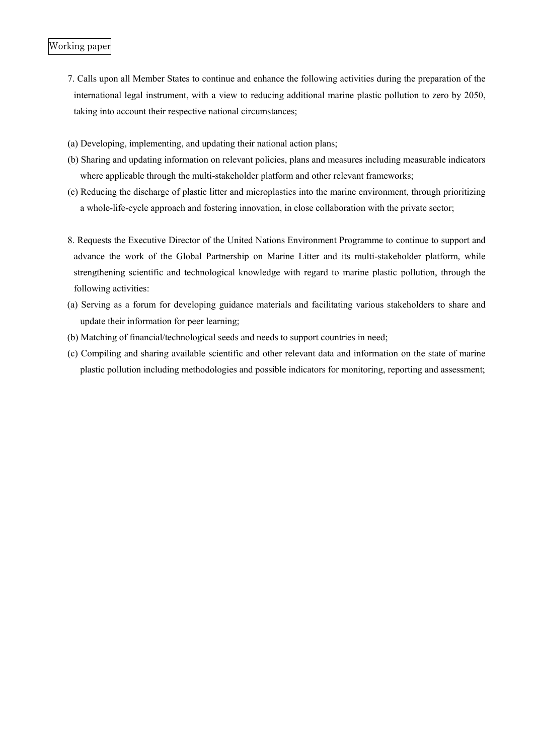Working paper

7. Calls upon all Member States to continue and enhance the following activities during the preparation of the international legal instrument, with a view to reducing additional marine plastic pollution to zero by 2050, taking into account their respective national circumstances;

(a) Developing, implementing, and updating their national action plans;

(b) Sharing and updating information on relevant policies, plans and measures including measurable indicators where applicable through the multi-stakeholder platform and other relevant frameworks;

(c) Reducing the discharge of plastic litter and microplastics into the marine environment, through prioritizing a whole-life-cycle approach and fostering innovation, in close collaboration with the private sector;

8. Requests the Executive Director of the United Nations Environment Programme to continue to support and advance the work of the Global Partnership on Marine Litter and its multi-stakeholder platform, while strengthening scientific and technological knowledge with regard to marine plastic pollution, through the following activities:

(a) Serving as a forum for developing guidance materials and facilitating various stakeholders to share and update their information for peer learning;

(b) Matching of financial/technological seeds and needs to support countries in need;

(c) Compiling and sharing available scientific and other relevant data and information on the state of marine plastic pollution including methodologies and possible indicators for monitoring, reporting and assessment;